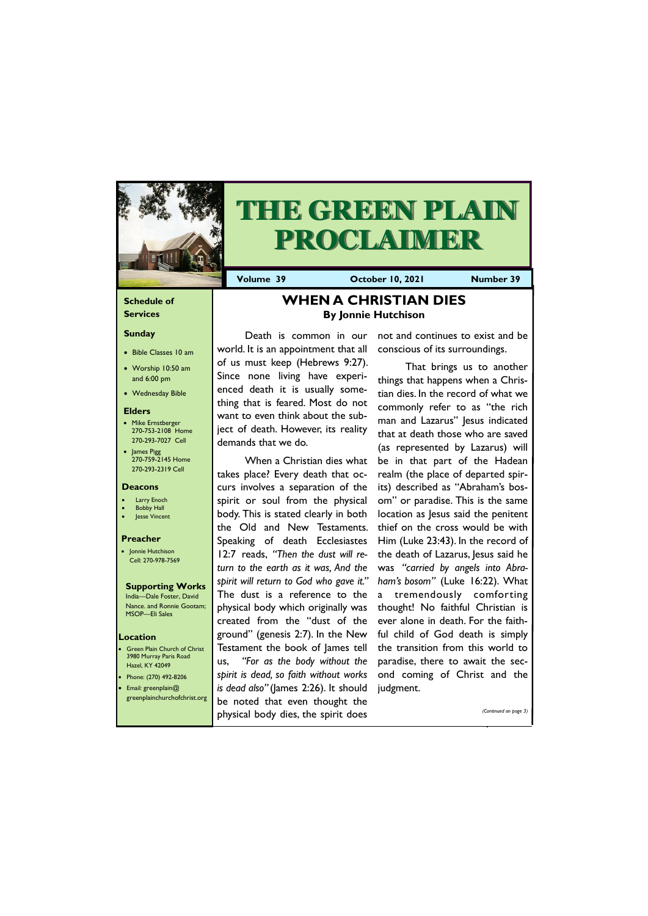# THE GREEN PLAIN PROCLAIMER

**Volume 39** | **October 10, 2021** | **Number 39**

### Schedule of Services

#### Sunday

- Bible Classes 10 am
- Worship 10:50 am and 6:00 pm
- Wednesday Bible

#### Elders

- Mike Ernstberger 270-753-2108 Home 270-293-7027 Cell
- James Pigg 270-759-2145 Home 270-293-2319 Cell

#### Deacons

- Larry Enoch
- Bobby Hall
- Jesse Vincent

#### Preacher

- Jonnie Hutchison Cell: 270-978-7569

#### Supporting Works

India—Dale Foster, David Nance. and Ronnie Gootam; MSOP—Eli Sales

#### Location

- Green Plain Church of Christ 3980 Murray Paris Road Hazel, KY 42049
- Phone: (270) 492-8206
- Email: greenplain@greenplainchurchofchrist.org

## WHEN A CHRISTIAN DIES

**By Jonnie Hutchison**

Death is common in our world. It is an appointment that all of us must keep (Hebrews 9:27). Since none living have experienced death it is usually something that is feared. Most do not want to even think about the subject of death. However, its reality demands that we do.

When a Christian dies what takes place? Every death that occurs involves a separation of the spirit or soul from the physical body. This is stated clearly in both the Old and New Testaments. Speaking of death Ecclesiastes 12:7 reads, *"Then the dust will return to the earth as it was, And the spirit will return to God who gave it."* The dust is a reference to the physical body which originally was created from the "dust of the ground" (genesis 2:7). In the New Testament the book of James tell us, *"For as the body without the spirit is dead, so faith without works is dead also"* (James 2:26). It should be noted that even thought the physical body dies, the spirit does not and continues to exist and be conscious of its surroundings.

That brings us to another things that happens when a Christian dies. In the record of what we commonly refer to as "the rich man and Lazarus" Jesus indicated that at death those who are saved (as represented by Lazarus) will be in that part of the Hadean realm (the place of departed spirits) described as "Abraham's bosom" or paradise. This is the same location as Jesus said the penitent thief on the cross would be with Him (Luke 23:43). In the record of the death of Lazarus, Jesus said he was *"carried by angels into Abraham's bosom"* (Luke 16:22). What a tremendously comforting thought! No faithful Christian is ever alone in death. For the faithful child of God death is simply the transition from this world to paradise, there to await the second coming of Christ and the judgment.

*(Continued on page 3)*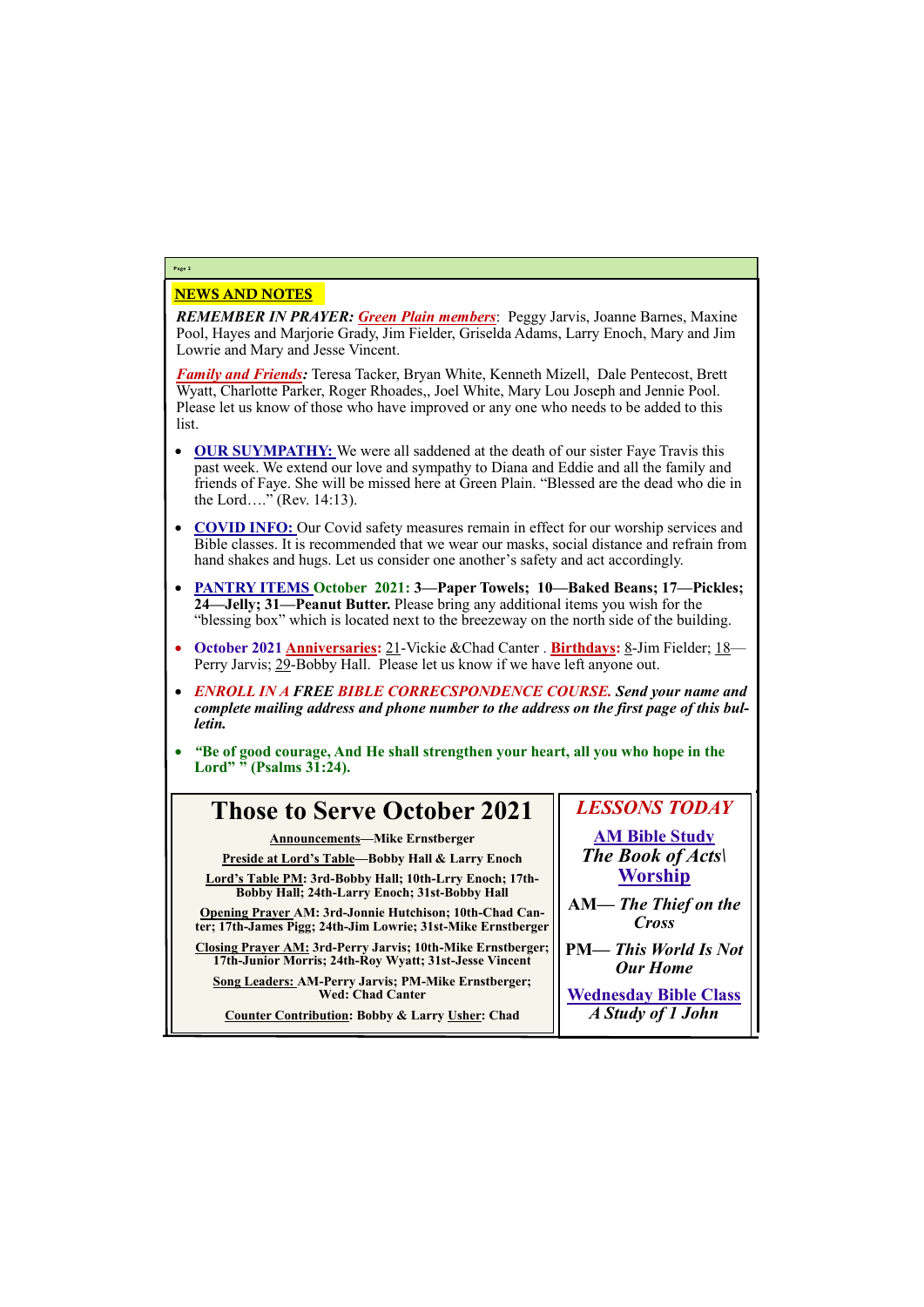## NEWS AND NOTES

***REMEMBER IN PRAYER:*** ***Green Plain members***: Peggy Jarvis, Joanne Barnes, Maxine Pool, Hayes and Marjorie Grady, Jim Fielder, Griselda Adams, Larry Enoch, Mary and Jim Lowrie and Mary and Jesse Vincent.

***Family and Friends:*** Teresa Tacker, Bryan White, Kenneth Mizell, Dale Pentecost, Brett Wyatt, Charlotte Parker, Roger Rhoades,, Joel White, Mary Lou Joseph and Jennie Pool. Please let us know of those who have improved or any one who needs to be added to this list.

- **OUR SUYMPATHY:** We were all saddened at the death of our sister Faye Travis this past week. We extend our love and sympathy to Diana and Eddie and all the family and friends of Faye. She will be missed here at Green Plain. "Blessed are the dead who die in the Lord…." (Rev. 14:13).
- **COVID INFO:** Our Covid safety measures remain in effect for our worship services and Bible classes. It is recommended that we wear our masks, social distance and refrain from hand shakes and hugs. Let us consider one another's safety and act accordingly.
- **PANTRY ITEMS October 2021: 3—Paper Towels; 10—Baked Beans; 17—Pickles; 24—Jelly; 31—Peanut Butter.** Please bring any additional items you wish for the "blessing box" which is located next to the breezeway on the north side of the building.
- **October 2021 Anniversaries:** 21-Vickie &Chad Canter . **Birthdays:** 8-Jim Fielder; 18—Perry Jarvis; 29-Bobby Hall. Please let us know if we have left anyone out.
- ***ENROLL IN A FREE BIBLE CORRECSPONDENCE COURSE. Send your name and complete mailing address and phone number to the address on the first page of this bulletin.***
- ***"Be of good courage, And He shall strengthen your heart, all you who hope in the Lord" " (Psalms 31:24).***

## Those to Serve October 2021

**Announcements—Mike Ernstberger**

**Preside at Lord's Table—Bobby Hall & Larry Enoch**

**Lord's Table PM: 3rd-Bobby Hall; 10th-Lrry Enoch; 17th-Bobby Hall; 24th-Larry Enoch; 31st-Bobby Hall**

**Opening Prayer AM: 3rd-Jonnie Hutchison; 10th-Chad Canter; 17th-James Pigg; 24th-Jim Lowrie; 31st-Mike Ernstberger**

**Closing Prayer AM: 3rd-Perry Jarvis; 10th-Mike Ernstberger; 17th-Junior Morris; 24th-Roy Wyatt; 31st-Jesse Vincent**

**Song Leaders: AM-Perry Jarvis; PM-Mike Ernstberger; Wed: Chad Canter**

**Counter Contribution: Bobby & Larry Usher: Chad**

## *LESSONS TODAY*

**AM Bible Study**
***The Book of Acts\***
**Worship**

**AM—** ***The Thief on the Cross***

**PM—** ***This World Is Not Our Home***

**Wednesday Bible Class**
***A Study of 1 John***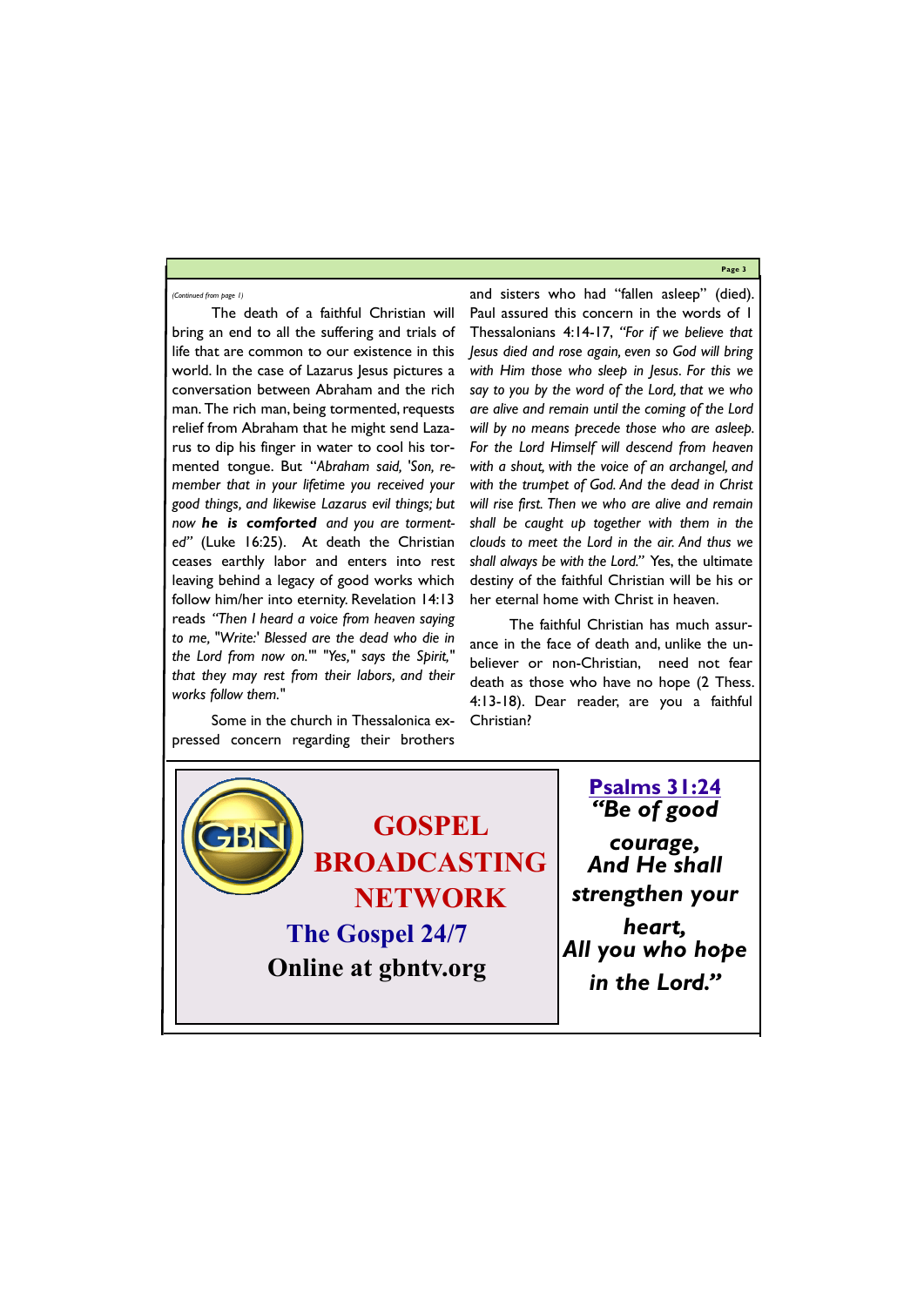*(Continued from page 1)*

The death of a faithful Christian will bring an end to all the suffering and trials of life that are common to our existence in this world. In the case of Lazarus Jesus pictures a conversation between Abraham and the rich man. The rich man, being tormented, requests relief from Abraham that he might send Lazarus to dip his finger in water to cool his tormented tongue. But *"Abraham said, 'Son, remember that in your lifetime you received your good things, and likewise Lazarus evil things; but now* ***he is comforted*** *and you are tormented"* (Luke 16:25). At death the Christian ceases earthly labor and enters into rest leaving behind a legacy of good works which follow him/her into eternity. Revelation 14:13 reads *"Then I heard a voice from heaven saying to me, "Write:' Blessed are the dead who die in the Lord from now on.'" "Yes," says the Spirit," that they may rest from their labors, and their works follow them."*

Some in the church in Thessalonica expressed concern regarding their brothers and sisters who had "fallen asleep" (died). Paul assured this concern in the words of I Thessalonians 4:14-17, *"For if we believe that Jesus died and rose again, even so God will bring with Him those who sleep in Jesus. For this we say to you by the word of the Lord, that we who are alive and remain until the coming of the Lord will by no means precede those who are asleep. For the Lord Himself will descend from heaven with a shout, with the voice of an archangel, and with the trumpet of God. And the dead in Christ will rise first. Then we who are alive and remain shall be caught up together with them in the clouds to meet the Lord in the air. And thus we shall always be with the Lord."* Yes, the ultimate destiny of the faithful Christian will be his or her eternal home with Christ in heaven.

The faithful Christian has much assurance in the face of death and, unlike the unbeliever or non-Christian, need not fear death as those who have no hope (2 Thess. 4:13-18). Dear reader, are you a faithful Christian?

GBN

**GOSPEL BROADCASTING NETWORK**

**The Gospel 24/7**

**Online at gbntv.org**

**Psalms 31:24**

***"Be of good courage, And He shall strengthen your heart, All you who hope in the Lord."***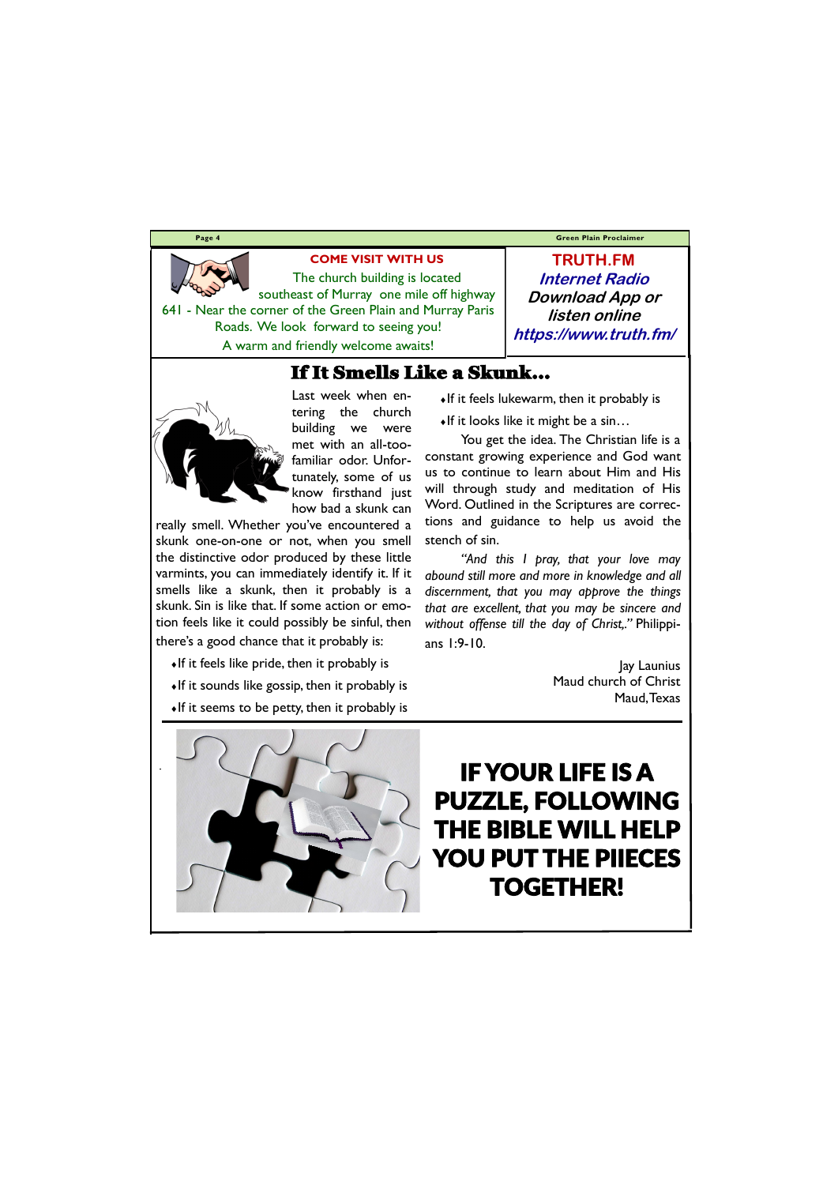**COME VISIT WITH US**

The church building is located southeast of Murray one mile off highway 641 - Near the corner of the Green Plain and Murray Paris Roads. We look forward to seeing you!

A warm and friendly welcome awaits!

**TRUTH.FM**

*Internet Radio*

*Download App or listen online*

*https://www.truth.fm/*

# If It Smells Like a Skunk…

Last week when entering the church building we were met with an all-too-familiar odor. Unfortunately, some of us know firsthand just how bad a skunk can really smell. Whether you've encountered a skunk one-on-one or not, when you smell the distinctive odor produced by these little varmints, you can immediately identify it. If it smells like a skunk, then it probably is a skunk. Sin is like that. If some action or emotion feels like it could possibly be sinful, then there's a good chance that it probably is:

- If it feels like pride, then it probably is
- If it sounds like gossip, then it probably is
- If it seems to be petty, then it probably is
- If it feels lukewarm, then it probably is
- If it looks like it might be a sin…

You get the idea. The Christian life is a constant growing experience and God want us to continue to learn about Him and His will through study and meditation of His Word. Outlined in the Scriptures are corrections and guidance to help us avoid the stench of sin.

*"And this I pray, that your love may abound still more and more in knowledge and all discernment, that you may approve the things that are excellent, that you may be sincere and without offense till the day of Christ,."* Philippians 1:9-10.

Jay Launius
Maud church of Christ
Maud, Texas

**IF YOUR LIFE IS A PUZZLE, FOLLOWING THE BIBLE WILL HELP YOU PUT THE PIIECES TOGETHER!**